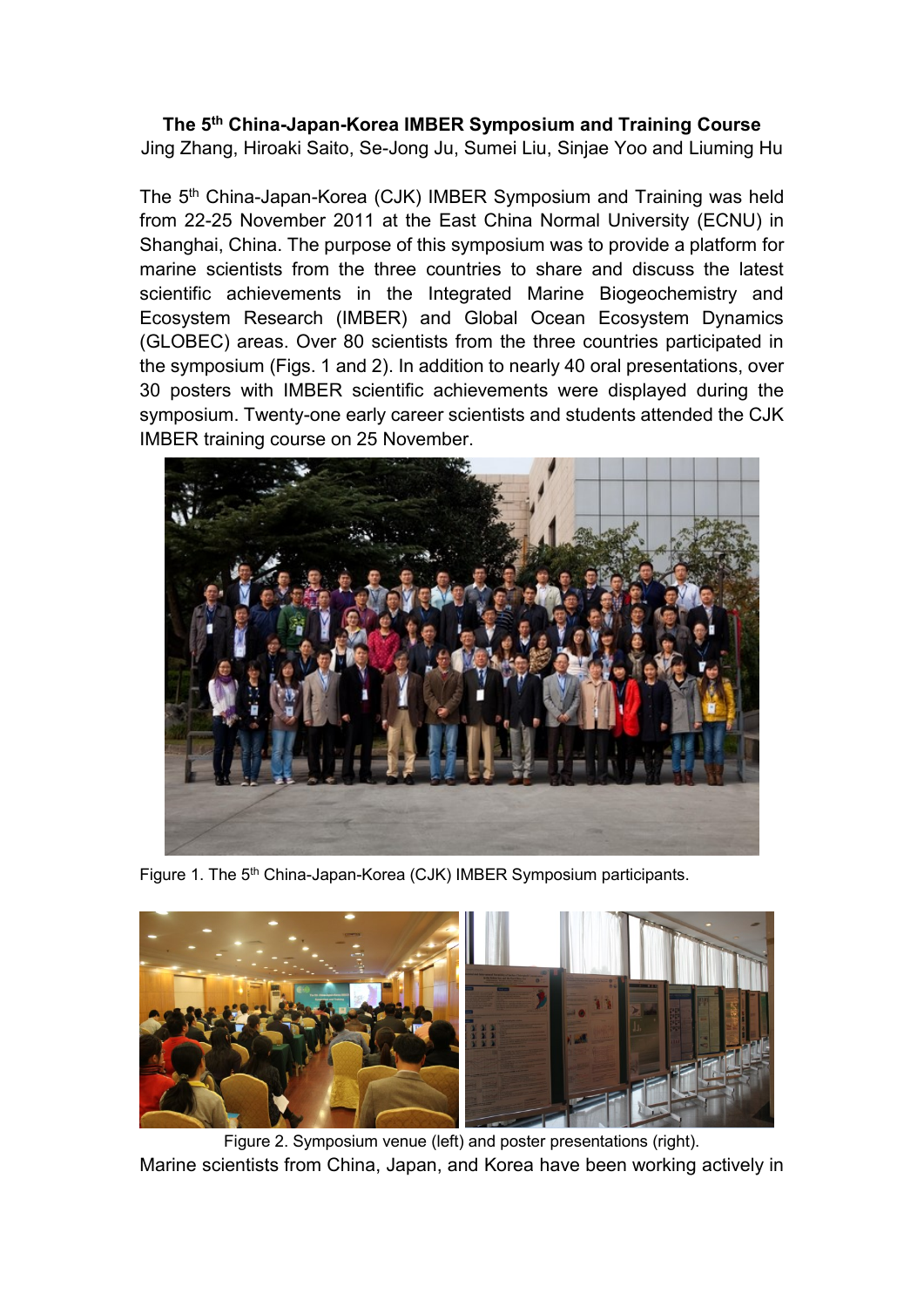# The 5th China-Japan-Korea IMBER Symposium and Training Course

Jing Zhang, Hiroaki Saito, Se-Jong Ju, Sumei Liu, Sinjae Yoo and Liuming Hu

The 5th China-Japan-Korea (CJK) IMBER Symposium and Training was held from 22-25 November 2011 at the East China Normal University (ECNU) in Shanghai, China. The purpose of this symposium was to provide a platform for marine scientists from the three countries to share and discuss the latest scientific achievements in the Integrated Marine Biogeochemistry and Ecosystem Research (IMBER) and Global Ocean Ecosystem Dynamics (GLOBEC) areas. Over 80 scientists from the three countries participated in the symposium (Figs. 1 and 2). In addition to nearly 40 oral presentations, over 30 posters with IMBER scientific achievements were displayed during the symposium. Twenty-one early career scientists and students attended the CJK IMBER training course on 25 November.

Figure 1. The 5th China-Japan-Korea (CJK) IMBER Symposium participants.

Figure 2. Symposium venue (left) and poster presentations (right).

Marine scientists from China, Japan, and Korea have been working actively in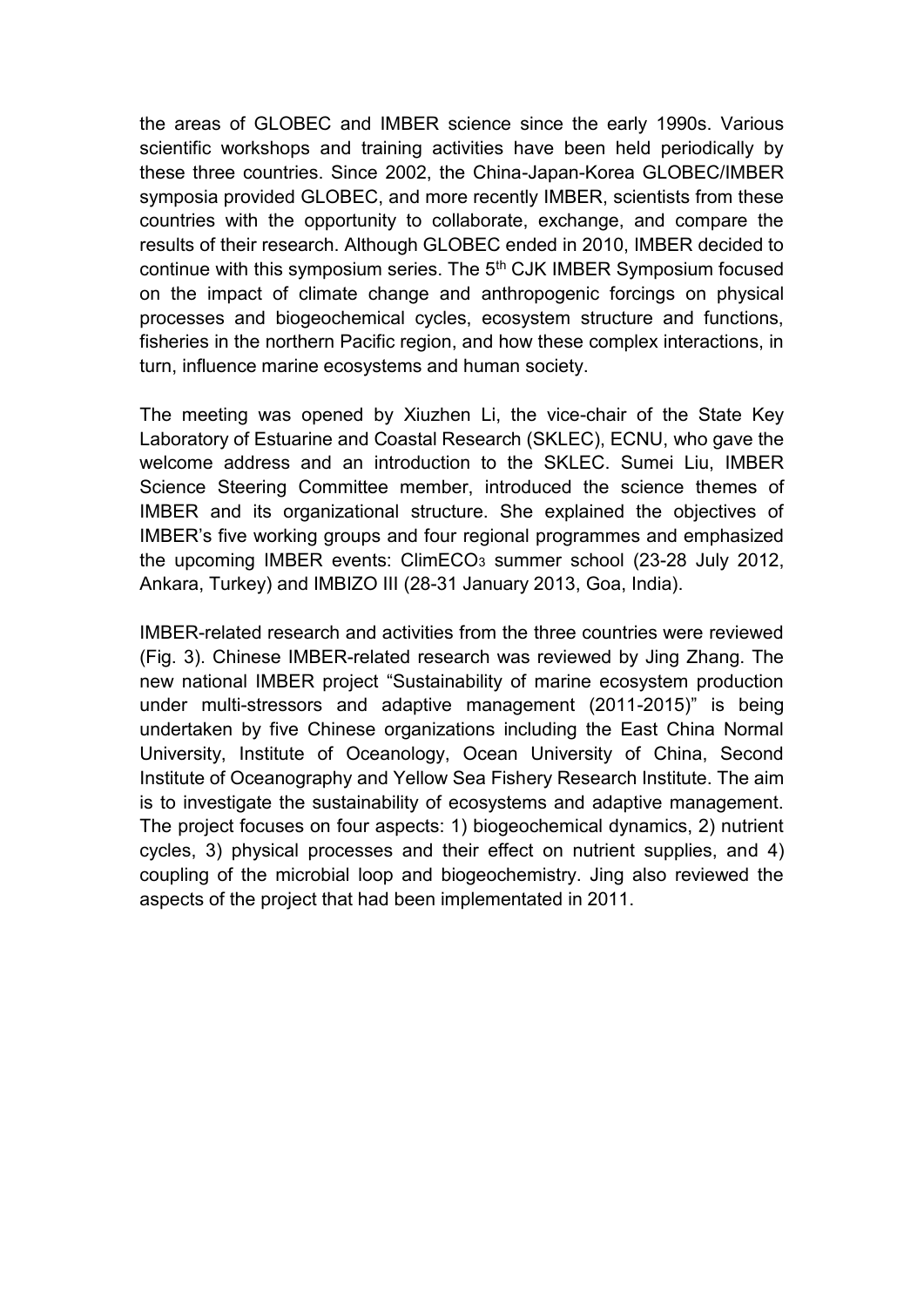the areas of GLOBEC and IMBER science since the early 1990s. Various scientific workshops and training activities have been held periodically by these three countries. Since 2002, the China-Japan-Korea GLOBEC/IMBER symposia provided GLOBEC, and more recently IMBER, scientists from these countries with the opportunity to collaborate, exchange, and compare the results of their research. Although GLOBEC ended in 2010, IMBER decided to continue with this symposium series. The 5th CJK IMBER Symposium focused on the impact of climate change and anthropogenic forcings on physical processes and biogeochemical cycles, ecosystem structure and functions, fisheries in the northern Pacific region, and how these complex interactions, in turn, influence marine ecosystems and human society.

The meeting was opened by Xiuzhen Li, the vice-chair of the State Key Laboratory of Estuarine and Coastal Research (SKLEC), ECNU, who gave the welcome address and an introduction to the SKLEC. Sumei Liu, IMBER Science Steering Committee member, introduced the science themes of IMBER and its organizational structure. She explained the objectives of IMBER's five working groups and four regional programmes and emphasized the upcoming IMBER events: ClimECO$_3$ summer school (23-28 July 2012, Ankara, Turkey) and IMBIZO III (28-31 January 2013, Goa, India).

IMBER-related research and activities from the three countries were reviewed (Fig. 3). Chinese IMBER-related research was reviewed by Jing Zhang. The new national IMBER project "Sustainability of marine ecosystem production under multi-stressors and adaptive management (2011-2015)" is being undertaken by five Chinese organizations including the East China Normal University, Institute of Oceanology, Ocean University of China, Second Institute of Oceanography and Yellow Sea Fishery Research Institute. The aim is to investigate the sustainability of ecosystems and adaptive management. The project focuses on four aspects: 1) biogeochemical dynamics, 2) nutrient cycles, 3) physical processes and their effect on nutrient supplies, and 4) coupling of the microbial loop and biogeochemistry. Jing also reviewed the aspects of the project that had been implementated in 2011.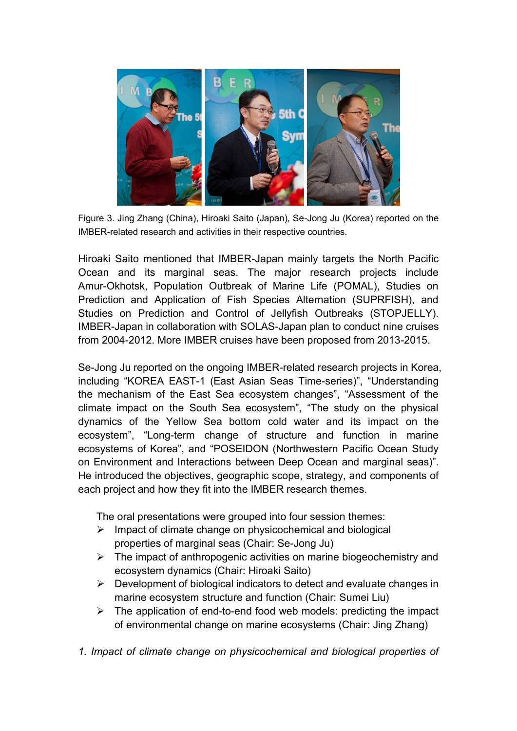Figure 3. Jing Zhang (China), Hiroaki Saito (Japan), Se-Jong Ju (Korea) reported on the IMBER-related research and activities in their respective countries.

Hiroaki Saito mentioned that IMBER-Japan mainly targets the North Pacific Ocean and its marginal seas. The major research projects include Amur-Okhotsk, Population Outbreak of Marine Life (POMAL), Studies on Prediction and Application of Fish Species Alternation (SUPRFISH), and Studies on Prediction and Control of Jellyfish Outbreaks (STOPJELLY). IMBER-Japan in collaboration with SOLAS-Japan plan to conduct nine cruises from 2004-2012. More IMBER cruises have been proposed from 2013-2015.

Se-Jong Ju reported on the ongoing IMBER-related research projects in Korea, including "KOREA EAST-1 (East Asian Seas Time-series)", "Understanding the mechanism of the East Sea ecosystem changes", "Assessment of the climate impact on the South Sea ecosystem", "The study on the physical dynamics of the Yellow Sea bottom cold water and its impact on the ecosystem", "Long-term change of structure and function in marine ecosystems of Korea", and "POSEIDON (Northwestern Pacific Ocean Study on Environment and Interactions between Deep Ocean and marginal seas)". He introduced the objectives, geographic scope, strategy, and components of each project and how they fit into the IMBER research themes.

The oral presentations were grouped into four session themes:

- Impact of climate change on physicochemical and biological properties of marginal seas (Chair: Se-Jong Ju)
- The impact of anthropogenic activities on marine biogeochemistry and ecosystem dynamics (Chair: Hiroaki Saito)
- Development of biological indicators to detect and evaluate changes in marine ecosystem structure and function (Chair: Sumei Liu)
- The application of end-to-end food web models: predicting the impact of environmental change on marine ecosystems (Chair: Jing Zhang)

*1. Impact of climate change on physicochemical and biological properties of*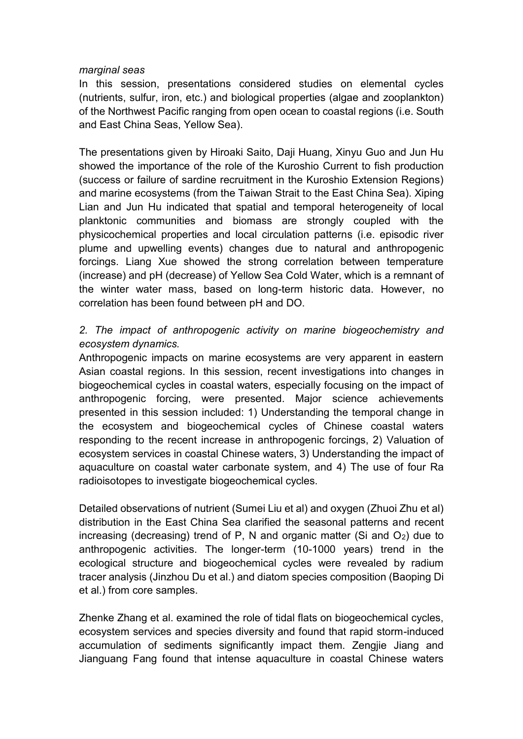*marginal seas*

In this session, presentations considered studies on elemental cycles (nutrients, sulfur, iron, etc.) and biological properties (algae and zooplankton) of the Northwest Pacific ranging from open ocean to coastal regions (i.e. South and East China Seas, Yellow Sea).

The presentations given by Hiroaki Saito, Daji Huang, Xinyu Guo and Jun Hu showed the importance of the role of the Kuroshio Current to fish production (success or failure of sardine recruitment in the Kuroshio Extension Regions) and marine ecosystems (from the Taiwan Strait to the East China Sea). Xiping Lian and Jun Hu indicated that spatial and temporal heterogeneity of local planktonic communities and biomass are strongly coupled with the physicochemical properties and local circulation patterns (i.e. episodic river plume and upwelling events) changes due to natural and anthropogenic forcings. Liang Xue showed the strong correlation between temperature (increase) and pH (decrease) of Yellow Sea Cold Water, which is a remnant of the winter water mass, based on long-term historic data. However, no correlation has been found between pH and DO.

*2. The impact of anthropogenic activity on marine biogeochemistry and ecosystem dynamics.*

Anthropogenic impacts on marine ecosystems are very apparent in eastern Asian coastal regions. In this session, recent investigations into changes in biogeochemical cycles in coastal waters, especially focusing on the impact of anthropogenic forcing, were presented. Major science achievements presented in this session included: 1) Understanding the temporal change in the ecosystem and biogeochemical cycles of Chinese coastal waters responding to the recent increase in anthropogenic forcings, 2) Valuation of ecosystem services in coastal Chinese waters, 3) Understanding the impact of aquaculture on coastal water carbonate system, and 4) The use of four Ra radioisotopes to investigate biogeochemical cycles.

Detailed observations of nutrient (Sumei Liu et al) and oxygen (Zhuoi Zhu et al) distribution in the East China Sea clarified the seasonal patterns and recent increasing (decreasing) trend of P, N and organic matter (Si and $O_2$) due to anthropogenic activities. The longer-term (10-1000 years) trend in the ecological structure and biogeochemical cycles were revealed by radium tracer analysis (Jinzhou Du et al.) and diatom species composition (Baoping Di et al.) from core samples.

Zhenke Zhang et al. examined the role of tidal flats on biogeochemical cycles, ecosystem services and species diversity and found that rapid storm-induced accumulation of sediments significantly impact them. Zengjie Jiang and Jianguang Fang found that intense aquaculture in coastal Chinese waters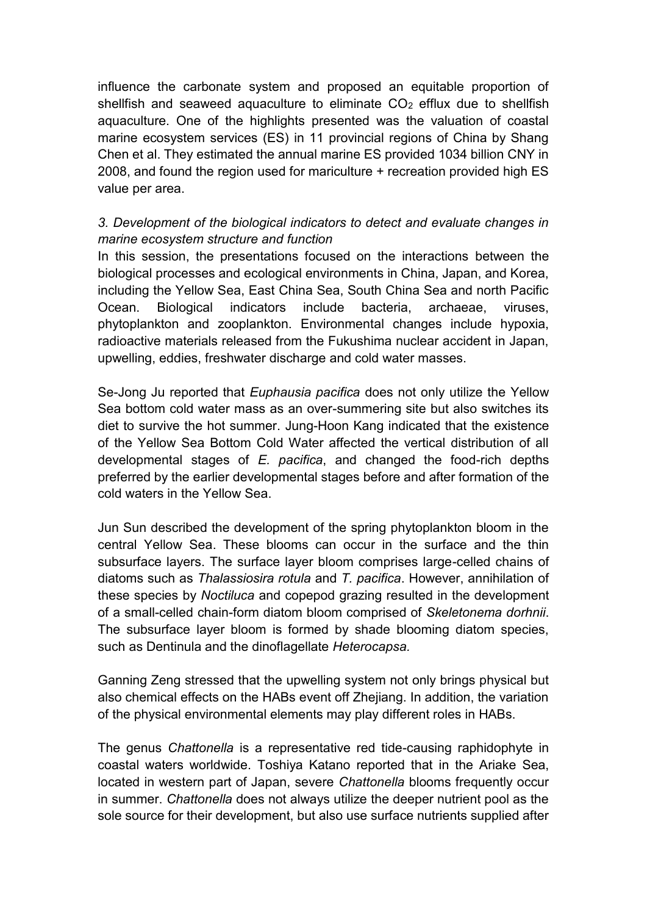influence the carbonate system and proposed an equitable proportion of shellfish and seaweed aquaculture to eliminate $CO_2$ efflux due to shellfish aquaculture. One of the highlights presented was the valuation of coastal marine ecosystem services (ES) in 11 provincial regions of China by Shang Chen et al. They estimated the annual marine ES provided 1034 billion CNY in 2008, and found the region used for mariculture + recreation provided high ES value per area.

*3. Development of the biological indicators to detect and evaluate changes in marine ecosystem structure and function*

In this session, the presentations focused on the interactions between the biological processes and ecological environments in China, Japan, and Korea, including the Yellow Sea, East China Sea, South China Sea and north Pacific Ocean. Biological indicators include bacteria, archaeae, viruses, phytoplankton and zooplankton. Environmental changes include hypoxia, radioactive materials released from the Fukushima nuclear accident in Japan, upwelling, eddies, freshwater discharge and cold water masses.

Se-Jong Ju reported that *Euphausia pacifica* does not only utilize the Yellow Sea bottom cold water mass as an over-summering site but also switches its diet to survive the hot summer. Jung-Hoon Kang indicated that the existence of the Yellow Sea Bottom Cold Water affected the vertical distribution of all developmental stages of *E. pacifica*, and changed the food-rich depths preferred by the earlier developmental stages before and after formation of the cold waters in the Yellow Sea.

Jun Sun described the development of the spring phytoplankton bloom in the central Yellow Sea. These blooms can occur in the surface and the thin subsurface layers. The surface layer bloom comprises large-celled chains of diatoms such as *Thalassiosira rotula* and *T. pacifica*. However, annihilation of these species by *Noctiluca* and copepod grazing resulted in the development of a small-celled chain-form diatom bloom comprised of *Skeletonema dorhnii*. The subsurface layer bloom is formed by shade blooming diatom species, such as Dentinula and the dinoflagellate *Heterocapsa.*

Ganning Zeng stressed that the upwelling system not only brings physical but also chemical effects on the HABs event off Zhejiang. In addition, the variation of the physical environmental elements may play different roles in HABs.

The genus *Chattonella* is a representative red tide-causing raphidophyte in coastal waters worldwide. Toshiya Katano reported that in the Ariake Sea, located in western part of Japan, severe *Chattonella* blooms frequently occur in summer. *Chattonella* does not always utilize the deeper nutrient pool as the sole source for their development, but also use surface nutrients supplied after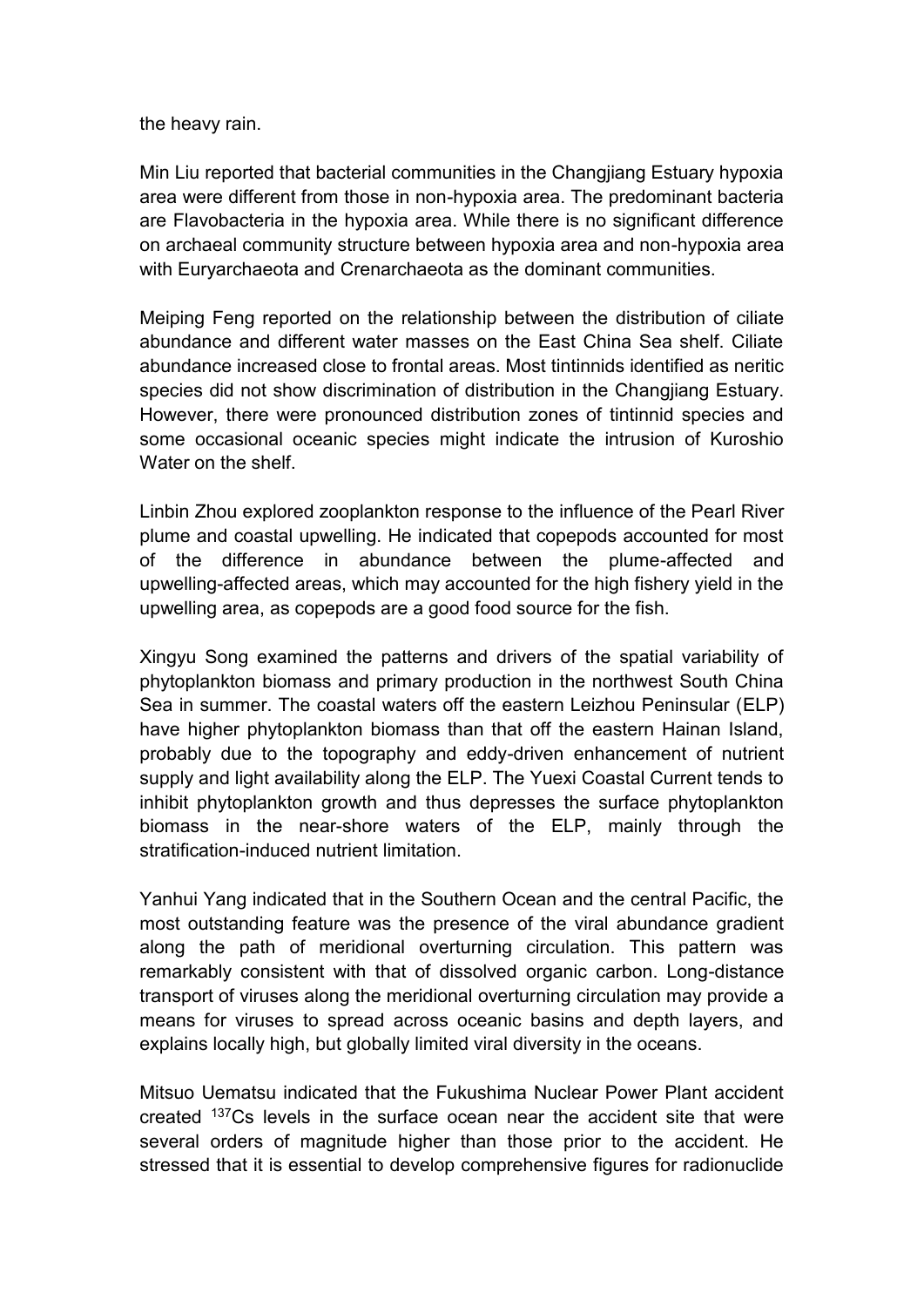the heavy rain.

Min Liu reported that bacterial communities in the Changjiang Estuary hypoxia area were different from those in non-hypoxia area. The predominant bacteria are Flavobacteria in the hypoxia area. While there is no significant difference on archaeal community structure between hypoxia area and non-hypoxia area with Euryarchaeota and Crenarchaeota as the dominant communities.

Meiping Feng reported on the relationship between the distribution of ciliate abundance and different water masses on the East China Sea shelf. Ciliate abundance increased close to frontal areas. Most tintinnids identified as neritic species did not show discrimination of distribution in the Changjiang Estuary. However, there were pronounced distribution zones of tintinnid species and some occasional oceanic species might indicate the intrusion of Kuroshio Water on the shelf.

Linbin Zhou explored zooplankton response to the influence of the Pearl River plume and coastal upwelling. He indicated that copepods accounted for most of the difference in abundance between the plume-affected and upwelling-affected areas, which may accounted for the high fishery yield in the upwelling area, as copepods are a good food source for the fish.

Xingyu Song examined the patterns and drivers of the spatial variability of phytoplankton biomass and primary production in the northwest South China Sea in summer. The coastal waters off the eastern Leizhou Peninsular (ELP) have higher phytoplankton biomass than that off the eastern Hainan Island, probably due to the topography and eddy-driven enhancement of nutrient supply and light availability along the ELP. The Yuexi Coastal Current tends to inhibit phytoplankton growth and thus depresses the surface phytoplankton biomass in the near-shore waters of the ELP, mainly through the stratification-induced nutrient limitation.

Yanhui Yang indicated that in the Southern Ocean and the central Pacific, the most outstanding feature was the presence of the viral abundance gradient along the path of meridional overturning circulation. This pattern was remarkably consistent with that of dissolved organic carbon. Long-distance transport of viruses along the meridional overturning circulation may provide a means for viruses to spread across oceanic basins and depth layers, and explains locally high, but globally limited viral diversity in the oceans.

Mitsuo Uematsu indicated that the Fukushima Nuclear Power Plant accident created $^{137}Cs$ levels in the surface ocean near the accident site that were several orders of magnitude higher than those prior to the accident. He stressed that it is essential to develop comprehensive figures for radionuclide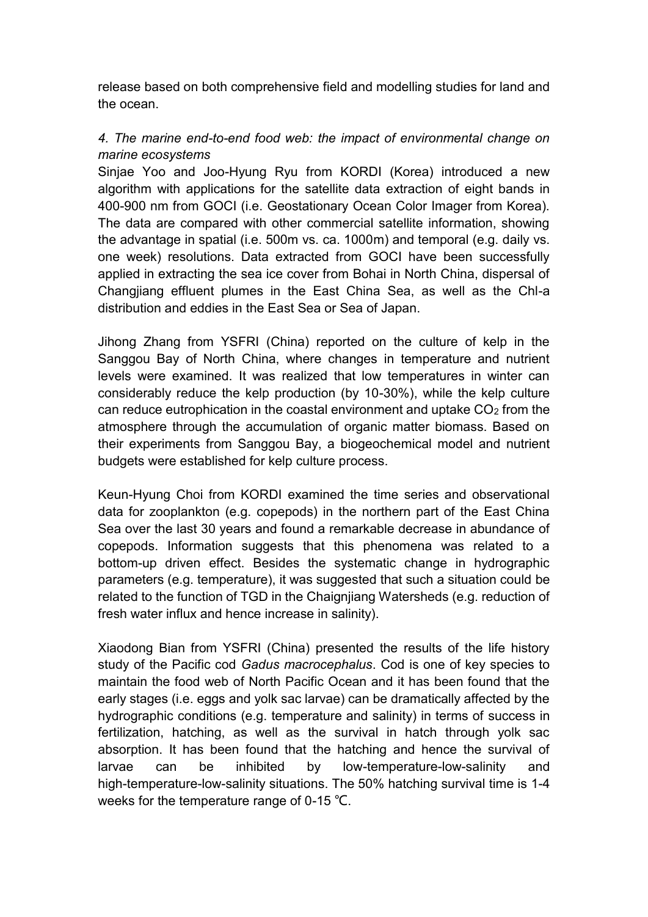release based on both comprehensive field and modelling studies for land and the ocean.

*4. The marine end-to-end food web: the impact of environmental change on marine ecosystems*

Sinjae Yoo and Joo-Hyung Ryu from KORDI (Korea) introduced a new algorithm with applications for the satellite data extraction of eight bands in 400-900 nm from GOCI (i.e. Geostationary Ocean Color Imager from Korea). The data are compared with other commercial satellite information, showing the advantage in spatial (i.e. 500m vs. ca. 1000m) and temporal (e.g. daily vs. one week) resolutions. Data extracted from GOCI have been successfully applied in extracting the sea ice cover from Bohai in North China, dispersal of Changjiang effluent plumes in the East China Sea, as well as the Chl-a distribution and eddies in the East Sea or Sea of Japan.

Jihong Zhang from YSFRI (China) reported on the culture of kelp in the Sanggou Bay of North China, where changes in temperature and nutrient levels were examined. It was realized that low temperatures in winter can considerably reduce the kelp production (by 10-30%), while the kelp culture can reduce eutrophication in the coastal environment and uptake $CO_2$ from the atmosphere through the accumulation of organic matter biomass. Based on their experiments from Sanggou Bay, a biogeochemical model and nutrient budgets were established for kelp culture process.

Keun-Hyung Choi from KORDI examined the time series and observational data for zooplankton (e.g. copepods) in the northern part of the East China Sea over the last 30 years and found a remarkable decrease in abundance of copepods. Information suggests that this phenomena was related to a bottom-up driven effect. Besides the systematic change in hydrographic parameters (e.g. temperature), it was suggested that such a situation could be related to the function of TGD in the Chaignjiang Watersheds (e.g. reduction of fresh water influx and hence increase in salinity).

Xiaodong Bian from YSFRI (China) presented the results of the life history study of the Pacific cod *Gadus macrocephalus*. Cod is one of key species to maintain the food web of North Pacific Ocean and it has been found that the early stages (i.e. eggs and yolk sac larvae) can be dramatically affected by the hydrographic conditions (e.g. temperature and salinity) in terms of success in fertilization, hatching, as well as the survival in hatch through yolk sac absorption. It has been found that the hatching and hence the survival of larvae can be inhibited by low-temperature-low-salinity and high-temperature-low-salinity situations. The 50% hatching survival time is 1-4 weeks for the temperature range of 0-15 ℃.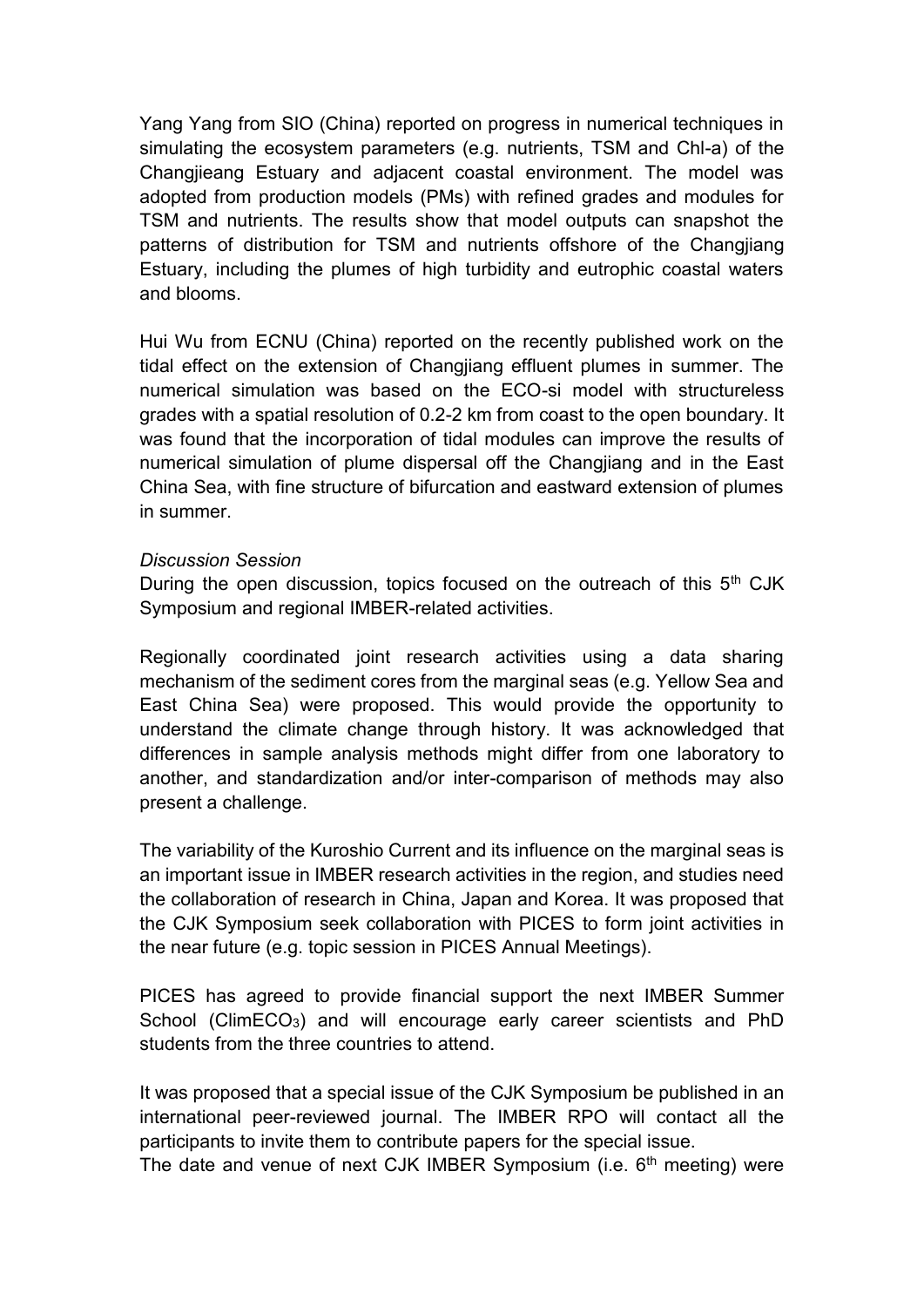Yang Yang from SIO (China) reported on progress in numerical techniques in simulating the ecosystem parameters (e.g. nutrients, TSM and Chl-a) of the Changjieang Estuary and adjacent coastal environment. The model was adopted from production models (PMs) with refined grades and modules for TSM and nutrients. The results show that model outputs can snapshot the patterns of distribution for TSM and nutrients offshore of the Changjiang Estuary, including the plumes of high turbidity and eutrophic coastal waters and blooms.

Hui Wu from ECNU (China) reported on the recently published work on the tidal effect on the extension of Changjiang effluent plumes in summer. The numerical simulation was based on the ECO-si model with structureless grades with a spatial resolution of 0.2-2 km from coast to the open boundary. It was found that the incorporation of tidal modules can improve the results of numerical simulation of plume dispersal off the Changjiang and in the East China Sea, with fine structure of bifurcation and eastward extension of plumes in summer.

*Discussion Session*

During the open discussion, topics focused on the outreach of this 5th CJK Symposium and regional IMBER-related activities.

Regionally coordinated joint research activities using a data sharing mechanism of the sediment cores from the marginal seas (e.g. Yellow Sea and East China Sea) were proposed. This would provide the opportunity to understand the climate change through history. It was acknowledged that differences in sample analysis methods might differ from one laboratory to another, and standardization and/or inter-comparison of methods may also present a challenge.

The variability of the Kuroshio Current and its influence on the marginal seas is an important issue in IMBER research activities in the region, and studies need the collaboration of research in China, Japan and Korea. It was proposed that the CJK Symposium seek collaboration with PICES to form joint activities in the near future (e.g. topic session in PICES Annual Meetings).

PICES has agreed to provide financial support the next IMBER Summer School (ClimECO$_3$) and will encourage early career scientists and PhD students from the three countries to attend.

It was proposed that a special issue of the CJK Symposium be published in an international peer-reviewed journal. The IMBER RPO will contact all the participants to invite them to contribute papers for the special issue.

The date and venue of next CJK IMBER Symposium (i.e. 6th meeting) were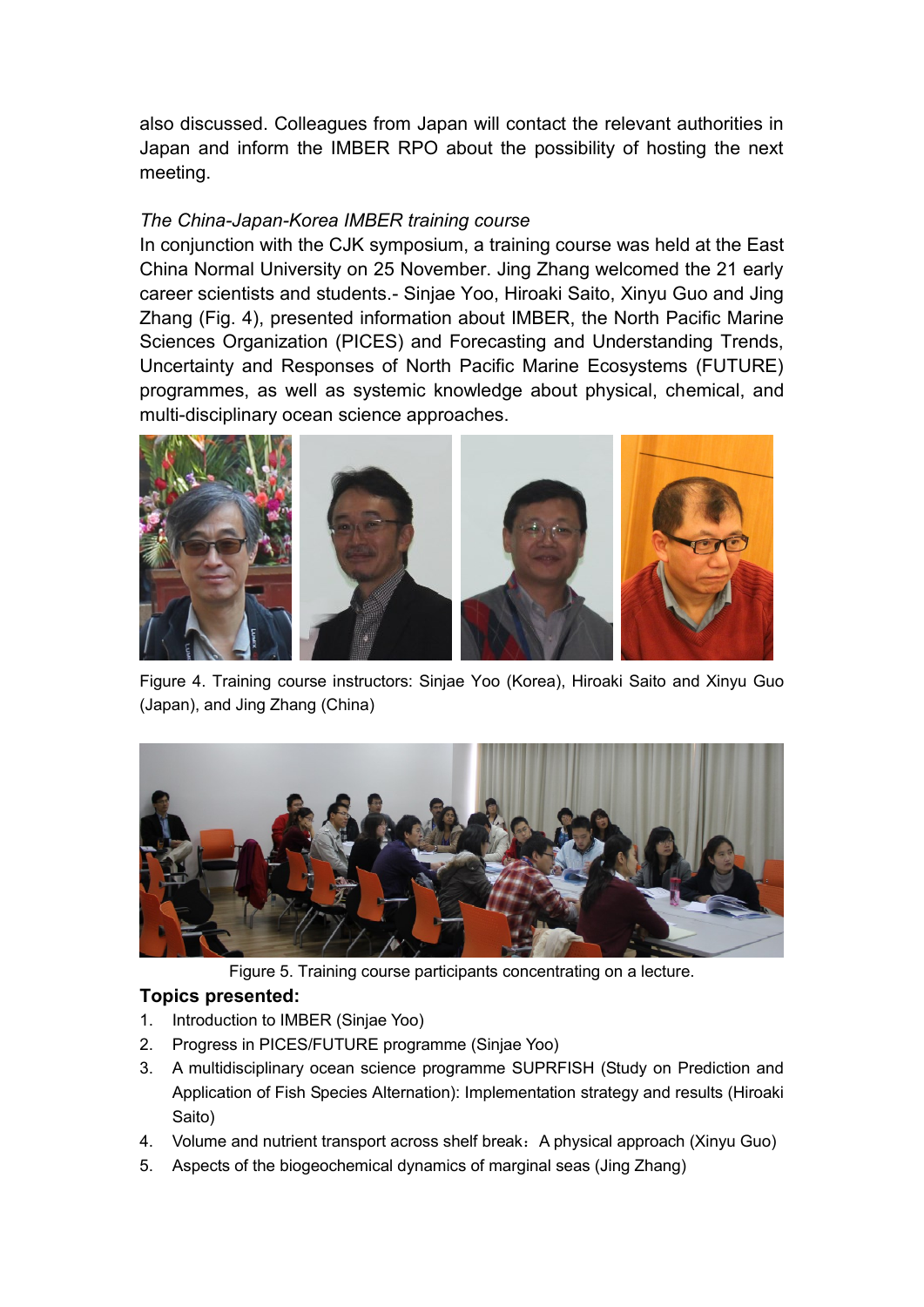also discussed. Colleagues from Japan will contact the relevant authorities in Japan and inform the IMBER RPO about the possibility of hosting the next meeting.

*The China-Japan-Korea IMBER training course*

In conjunction with the CJK symposium, a training course was held at the East China Normal University on 25 November. Jing Zhang welcomed the 21 early career scientists and students.- Sinjae Yoo, Hiroaki Saito, Xinyu Guo and Jing Zhang (Fig. 4), presented information about IMBER, the North Pacific Marine Sciences Organization (PICES) and Forecasting and Understanding Trends, Uncertainty and Responses of North Pacific Marine Ecosystems (FUTURE) programmes, as well as systemic knowledge about physical, chemical, and multi-disciplinary ocean science approaches.

Figure 4. Training course instructors: Sinjae Yoo (Korea), Hiroaki Saito and Xinyu Guo (Japan), and Jing Zhang (China)

Figure 5. Training course participants concentrating on a lecture.

**Topics presented:**

1. Introduction to IMBER (Sinjae Yoo)
2. Progress in PICES/FUTURE programme (Sinjae Yoo)
3. A multidisciplinary ocean science programme SUPRFISH (Study on Prediction and Application of Fish Species Alternation): Implementation strategy and results (Hiroaki Saito)
4. Volume and nutrient transport across shelf break：A physical approach (Xinyu Guo)
5. Aspects of the biogeochemical dynamics of marginal seas (Jing Zhang)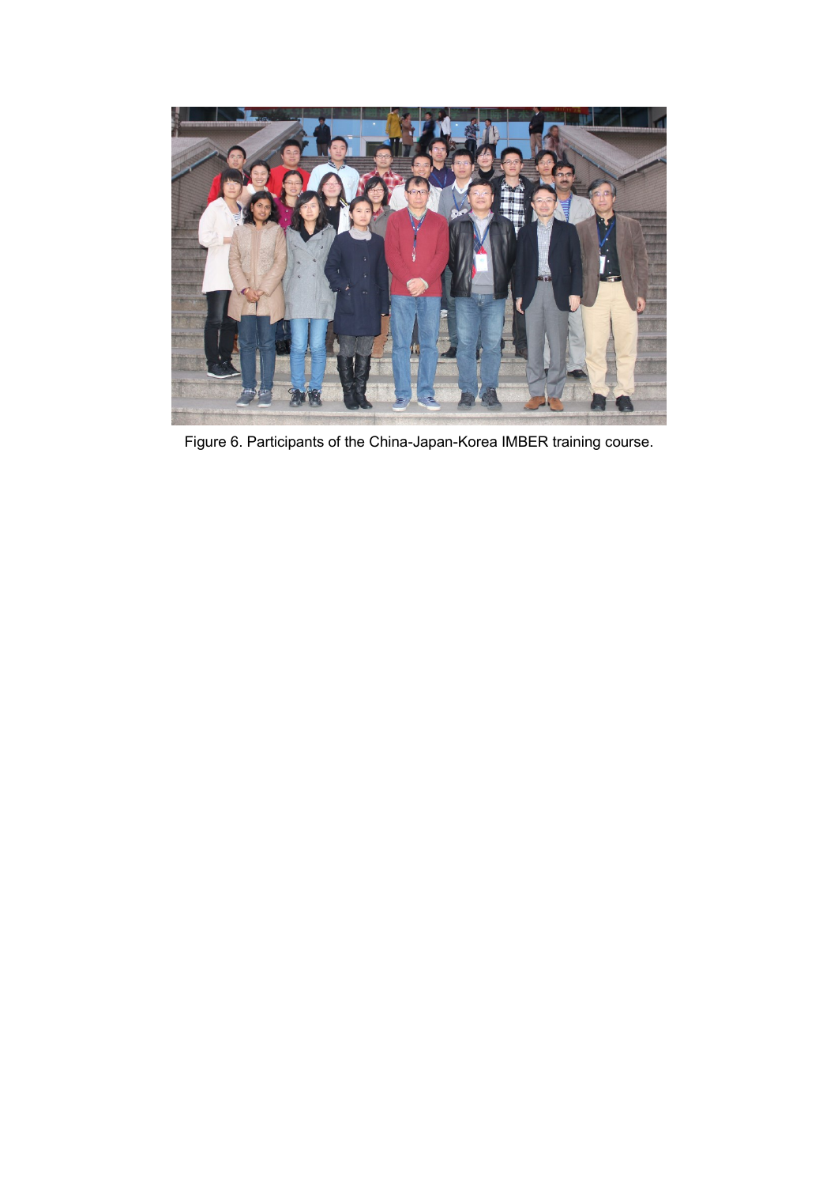Figure 6. Participants of the China-Japan-Korea IMBER training course.